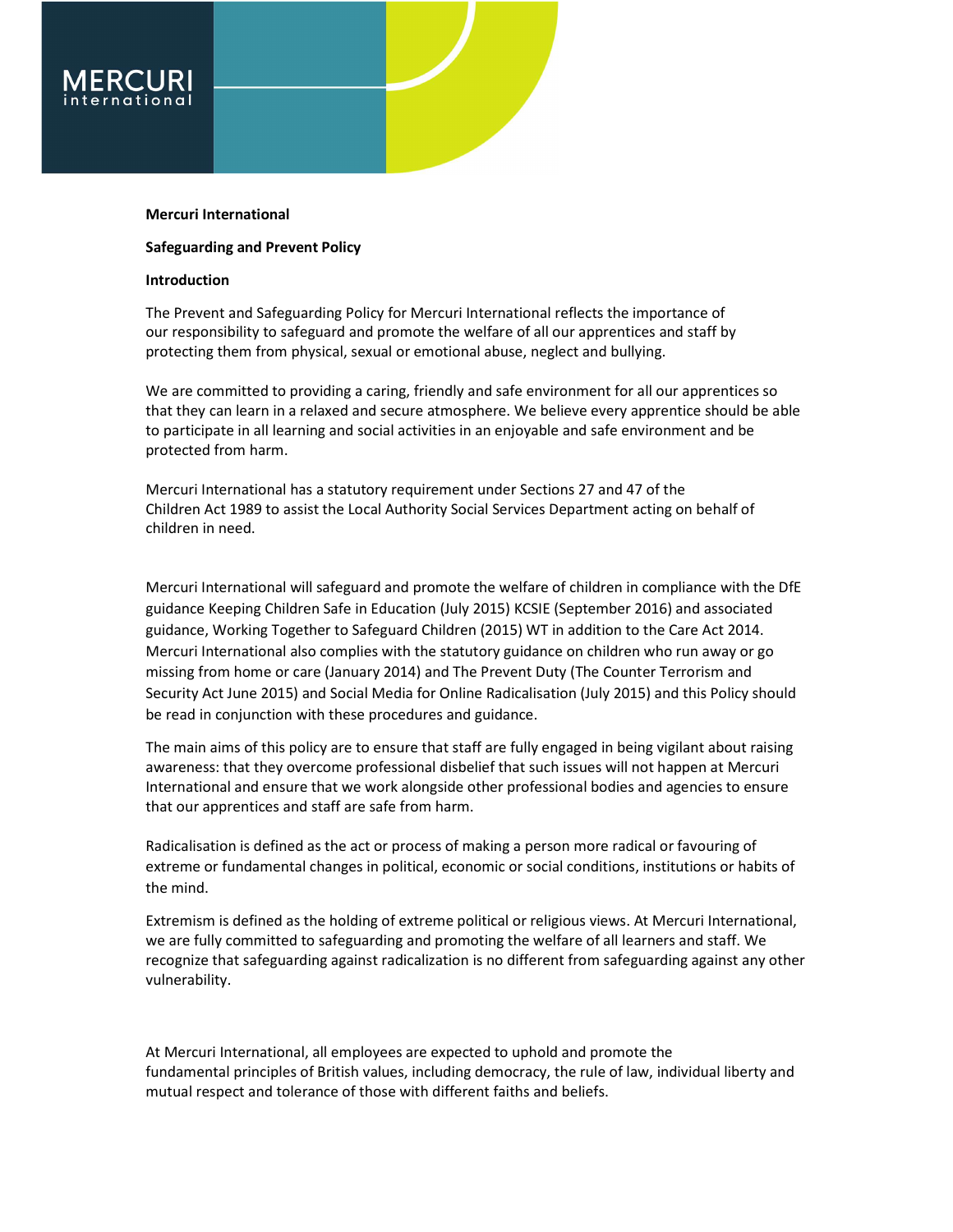**Mercuri International**

**Safeguarding and Prevent Policy**

**Introduction**

The Prevent and Safeguarding Policy for Mercuri International reflects the importance of our responsibility to safeguard and promote the welfare of all our apprentices and staff by protecting them from physical, sexual or emotional abuse, neglect and bullying.

We are committed to providing a caring, friendly and safe environment for all our apprentices so that they can learn in a relaxed and secure atmosphere. We believe every apprentice should be able to participate in all learning and social activities in an enjoyable and safe environment and be protected from harm.

Mercuri International has a statutory requirement under Sections 27 and 47 of the Children Act 1989 to assist the Local Authority Social Services Department acting on behalf of children in need.

Mercuri International will safeguard and promote the welfare of children in compliance with the DfE guidance Keeping Children Safe in Education (July 2015) KCSIE (September 2016) and associated guidance, Working Together to Safeguard Children (2015) WT in addition to the Care Act 2014. Mercuri International also complies with the statutory guidance on children who run away or go missing from home or care (January 2014) and The Prevent Duty (The Counter Terrorism and Security Act June 2015) and Social Media for Online Radicalisation (July 2015) and this Policy should be read in conjunction with these procedures and guidance.

The main aims of this policy are to ensure that staff are fully engaged in being vigilant about raising awareness: that they overcome professional disbelief that such issues will not happen at Mercuri International and ensure that we work alongside other professional bodies and agencies to ensure that our apprentices and staff are safe from harm.

Radicalisation is defined as the act or process of making a person more radical or favouring of extreme or fundamental changes in political, economic or social conditions, institutions or habits of the mind.

Extremism is defined as the holding of extreme political or religious views. At Mercuri International, we are fully committed to safeguarding and promoting the welfare of all learners and staff. We recognize that safeguarding against radicalization is no different from safeguarding against any other vulnerability.

At Mercuri International, all employees are expected to uphold and promote the fundamental principles of British values, including democracy, the rule of law, individual liberty and mutual respect and tolerance of those with different faiths and beliefs.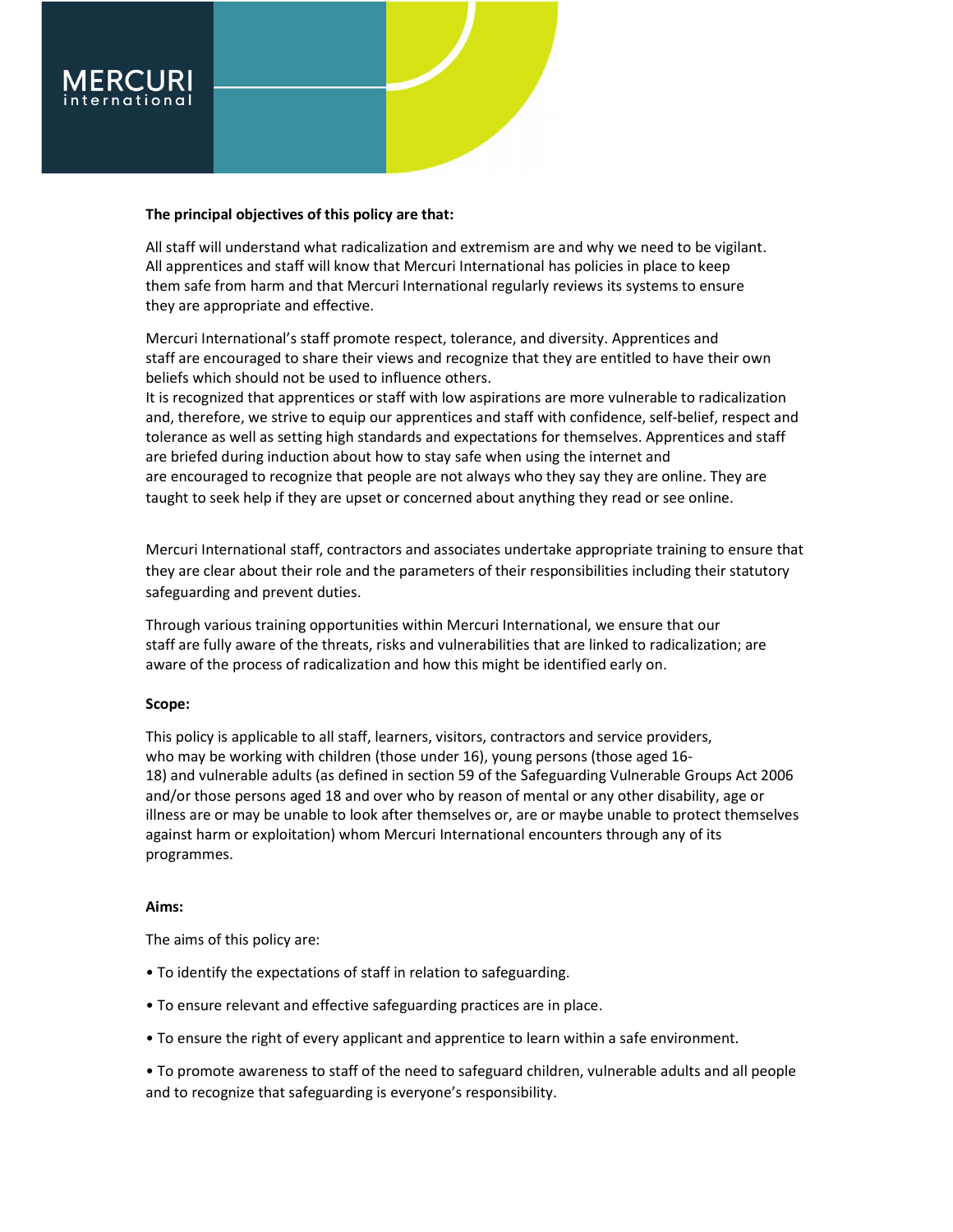**The principal objectives of this policy are that:**

All staff will understand what radicalization and extremism are and why we need to be vigilant. All apprentices and staff will know that Mercuri International has policies in place to keep them safe from harm and that Mercuri International regularly reviews its systems to ensure they are appropriate and effective.

Mercuri International's staff promote respect, tolerance, and diversity. Apprentices and staff are encouraged to share their views and recognize that they are entitled to have their own beliefs which should not be used to influence others.
It is recognized that apprentices or staff with low aspirations are more vulnerable to radicalization and, therefore, we strive to equip our apprentices and staff with confidence, self-belief, respect and tolerance as well as setting high standards and expectations for themselves. Apprentices and staff are briefed during induction about how to stay safe when using the internet and are encouraged to recognize that people are not always who they say they are online. They are taught to seek help if they are upset or concerned about anything they read or see online.

Mercuri International staff, contractors and associates undertake appropriate training to ensure that they are clear about their role and the parameters of their responsibilities including their statutory safeguarding and prevent duties.

Through various training opportunities within Mercuri International, we ensure that our staff are fully aware of the threats, risks and vulnerabilities that are linked to radicalization; are aware of the process of radicalization and how this might be identified early on.

**Scope:**

This policy is applicable to all staff, learners, visitors, contractors and service providers, who may be working with children (those under 16), young persons (those aged 16-18) and vulnerable adults (as defined in section 59 of the Safeguarding Vulnerable Groups Act 2006 and/or those persons aged 18 and over who by reason of mental or any other disability, age or illness are or may be unable to look after themselves or, are or maybe unable to protect themselves against harm or exploitation) whom Mercuri International encounters through any of its programmes.

**Aims:**

The aims of this policy are:

- To identify the expectations of staff in relation to safeguarding.
- To ensure relevant and effective safeguarding practices are in place.
- To ensure the right of every applicant and apprentice to learn within a safe environment.
- To promote awareness to staff of the need to safeguard children, vulnerable adults and all people and to recognize that safeguarding is everyone's responsibility.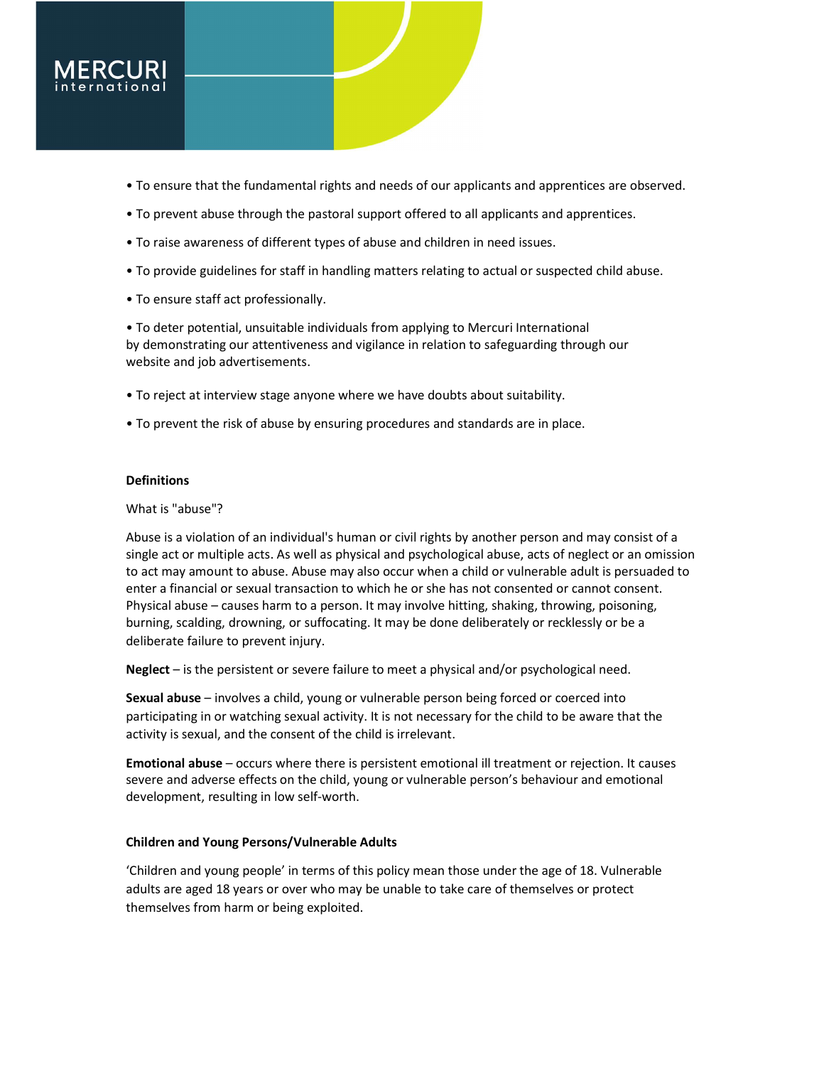- To ensure that the fundamental rights and needs of our applicants and apprentices are observed.
- To prevent abuse through the pastoral support offered to all applicants and apprentices.
- To raise awareness of different types of abuse and children in need issues.
- To provide guidelines for staff in handling matters relating to actual or suspected child abuse.
- To ensure staff act professionally.
- To deter potential, unsuitable individuals from applying to Mercuri International by demonstrating our attentiveness and vigilance in relation to safeguarding through our website and job advertisements.
- To reject at interview stage anyone where we have doubts about suitability.
- To prevent the risk of abuse by ensuring procedures and standards are in place.

**Definitions**

What is "abuse"?

Abuse is a violation of an individual's human or civil rights by another person and may consist of a single act or multiple acts. As well as physical and psychological abuse, acts of neglect or an omission to act may amount to abuse. Abuse may also occur when a child or vulnerable adult is persuaded to enter a financial or sexual transaction to which he or she has not consented or cannot consent. Physical abuse – causes harm to a person. It may involve hitting, shaking, throwing, poisoning, burning, scalding, drowning, or suffocating. It may be done deliberately or recklessly or be a deliberate failure to prevent injury.

**Neglect** – is the persistent or severe failure to meet a physical and/or psychological need.

**Sexual abuse** – involves a child, young or vulnerable person being forced or coerced into participating in or watching sexual activity. It is not necessary for the child to be aware that the activity is sexual, and the consent of the child is irrelevant.

**Emotional abuse** – occurs where there is persistent emotional ill treatment or rejection. It causes severe and adverse effects on the child, young or vulnerable person's behaviour and emotional development, resulting in low self-worth.

**Children and Young Persons/Vulnerable Adults**

'Children and young people' in terms of this policy mean those under the age of 18. Vulnerable adults are aged 18 years or over who may be unable to take care of themselves or protect themselves from harm or being exploited.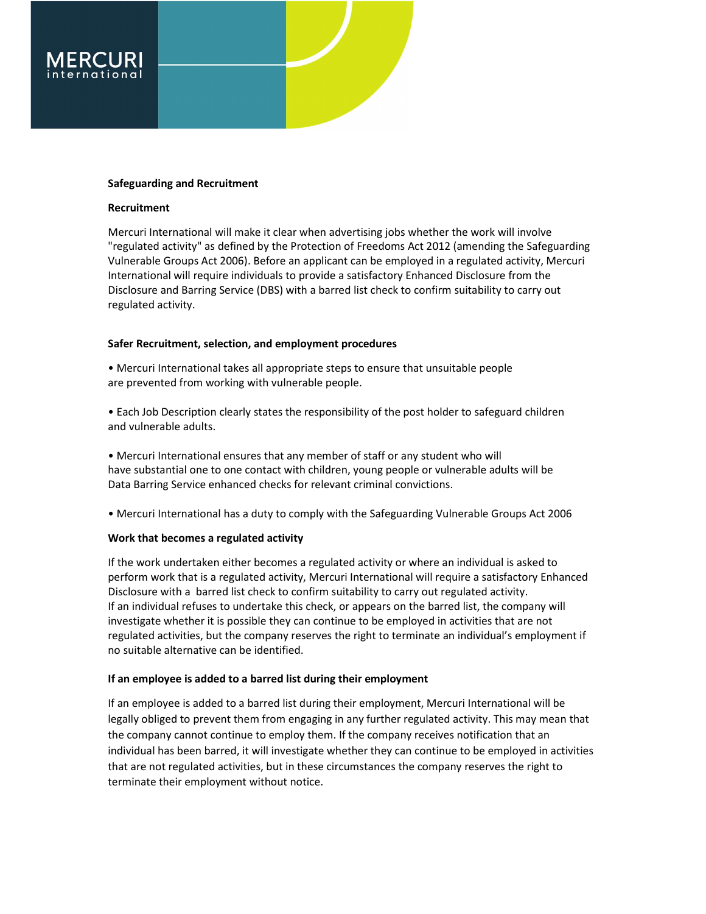**Safeguarding and Recruitment**

**Recruitment**

Mercuri International will make it clear when advertising jobs whether the work will involve "regulated activity" as defined by the Protection of Freedoms Act 2012 (amending the Safeguarding Vulnerable Groups Act 2006). Before an applicant can be employed in a regulated activity, Mercuri International will require individuals to provide a satisfactory Enhanced Disclosure from the Disclosure and Barring Service (DBS) with a barred list check to confirm suitability to carry out regulated activity.

**Safer Recruitment, selection, and employment procedures**

• Mercuri International takes all appropriate steps to ensure that unsuitable people are prevented from working with vulnerable people.

• Each Job Description clearly states the responsibility of the post holder to safeguard children and vulnerable adults.

• Mercuri International ensures that any member of staff or any student who will have substantial one to one contact with children, young people or vulnerable adults will be Data Barring Service enhanced checks for relevant criminal convictions.

• Mercuri International has a duty to comply with the Safeguarding Vulnerable Groups Act 2006

**Work that becomes a regulated activity**

If the work undertaken either becomes a regulated activity or where an individual is asked to perform work that is a regulated activity, Mercuri International will require a satisfactory Enhanced Disclosure with a barred list check to confirm suitability to carry out regulated activity.
If an individual refuses to undertake this check, or appears on the barred list, the company will investigate whether it is possible they can continue to be employed in activities that are not regulated activities, but the company reserves the right to terminate an individual's employment if no suitable alternative can be identified.

**If an employee is added to a barred list during their employment**

If an employee is added to a barred list during their employment, Mercuri International will be legally obliged to prevent them from engaging in any further regulated activity. This may mean that the company cannot continue to employ them. If the company receives notification that an individual has been barred, it will investigate whether they can continue to be employed in activities that are not regulated activities, but in these circumstances the company reserves the right to terminate their employment without notice.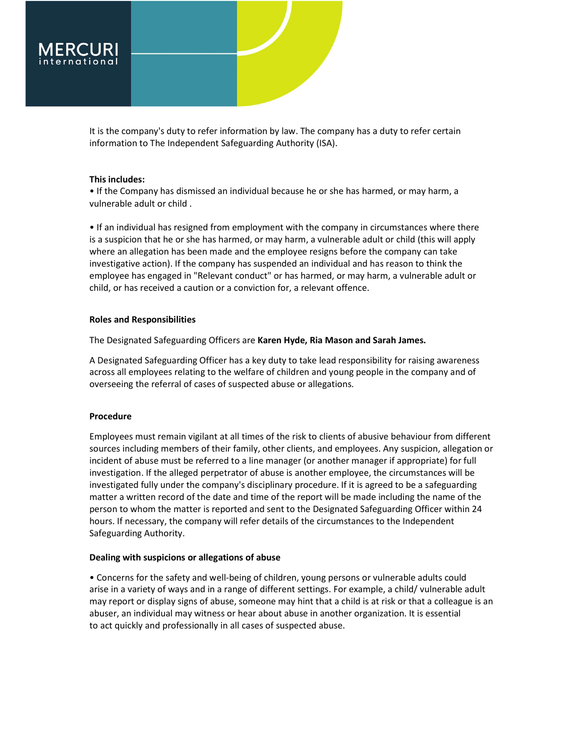It is the company's duty to refer information by law. The company has a duty to refer certain information to The Independent Safeguarding Authority (ISA).

**This includes:**

• If the Company has dismissed an individual because he or she has harmed, or may harm, a vulnerable adult or child .

• If an individual has resigned from employment with the company in circumstances where there is a suspicion that he or she has harmed, or may harm, a vulnerable adult or child (this will apply where an allegation has been made and the employee resigns before the company can take investigative action). If the company has suspended an individual and has reason to think the employee has engaged in "Relevant conduct" or has harmed, or may harm, a vulnerable adult or child, or has received a caution or a conviction for, a relevant offence.

**Roles and Responsibilities**

The Designated Safeguarding Officers are **Karen Hyde, Ria Mason and Sarah James.**

A Designated Safeguarding Officer has a key duty to take lead responsibility for raising awareness across all employees relating to the welfare of children and young people in the company and of overseeing the referral of cases of suspected abuse or allegations.

**Procedure**

Employees must remain vigilant at all times of the risk to clients of abusive behaviour from different sources including members of their family, other clients, and employees. Any suspicion, allegation or incident of abuse must be referred to a line manager (or another manager if appropriate) for full investigation. If the alleged perpetrator of abuse is another employee, the circumstances will be investigated fully under the company's disciplinary procedure. If it is agreed to be a safeguarding matter a written record of the date and time of the report will be made including the name of the person to whom the matter is reported and sent to the Designated Safeguarding Officer within 24 hours. If necessary, the company will refer details of the circumstances to the Independent Safeguarding Authority.

**Dealing with suspicions or allegations of abuse**

• Concerns for the safety and well-being of children, young persons or vulnerable adults could arise in a variety of ways and in a range of different settings. For example, a child/ vulnerable adult may report or display signs of abuse, someone may hint that a child is at risk or that a colleague is an abuser, an individual may witness or hear about abuse in another organization. It is essential to act quickly and professionally in all cases of suspected abuse.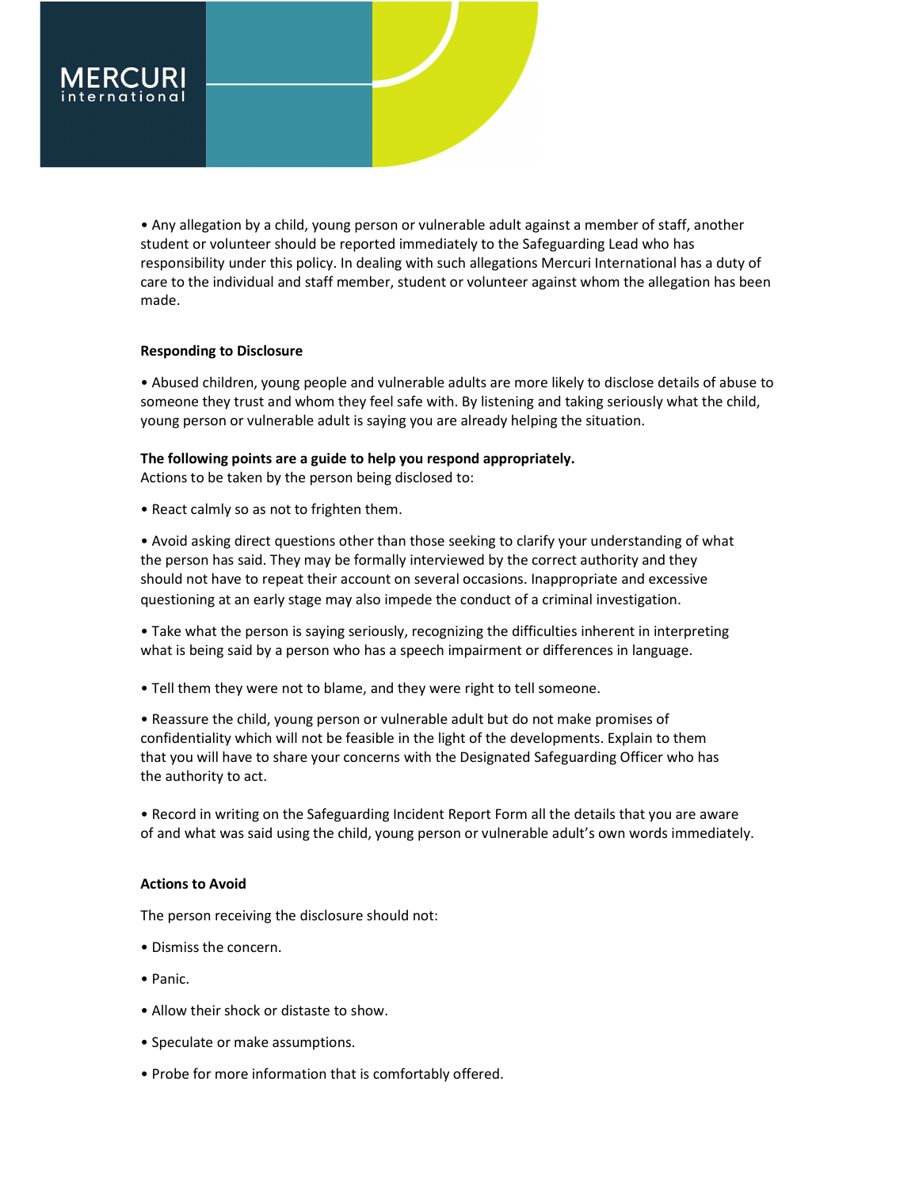- Any allegation by a child, young person or vulnerable adult against a member of staff, another student or volunteer should be reported immediately to the Safeguarding Lead who has responsibility under this policy. In dealing with such allegations Mercuri International has a duty of care to the individual and staff member, student or volunteer against whom the allegation has been made.

**Responding to Disclosure**

- Abused children, young people and vulnerable adults are more likely to disclose details of abuse to someone they trust and whom they feel safe with. By listening and taking seriously what the child, young person or vulnerable adult is saying you are already helping the situation.

**The following points are a guide to help you respond appropriately.**
Actions to be taken by the person being disclosed to:

- React calmly so as not to frighten them.

- Avoid asking direct questions other than those seeking to clarify your understanding of what the person has said. They may be formally interviewed by the correct authority and they should not have to repeat their account on several occasions. Inappropriate and excessive questioning at an early stage may also impede the conduct of a criminal investigation.

- Take what the person is saying seriously, recognizing the difficulties inherent in interpreting what is being said by a person who has a speech impairment or differences in language.

- Tell them they were not to blame, and they were right to tell someone.

- Reassure the child, young person or vulnerable adult but do not make promises of confidentiality which will not be feasible in the light of the developments. Explain to them that you will have to share your concerns with the Designated Safeguarding Officer who has the authority to act.

- Record in writing on the Safeguarding Incident Report Form all the details that you are aware of and what was said using the child, young person or vulnerable adult's own words immediately.

**Actions to Avoid**

The person receiving the disclosure should not:

- Dismiss the concern.

- Panic.

- Allow their shock or distaste to show.

- Speculate or make assumptions.

- Probe for more information that is comfortably offered.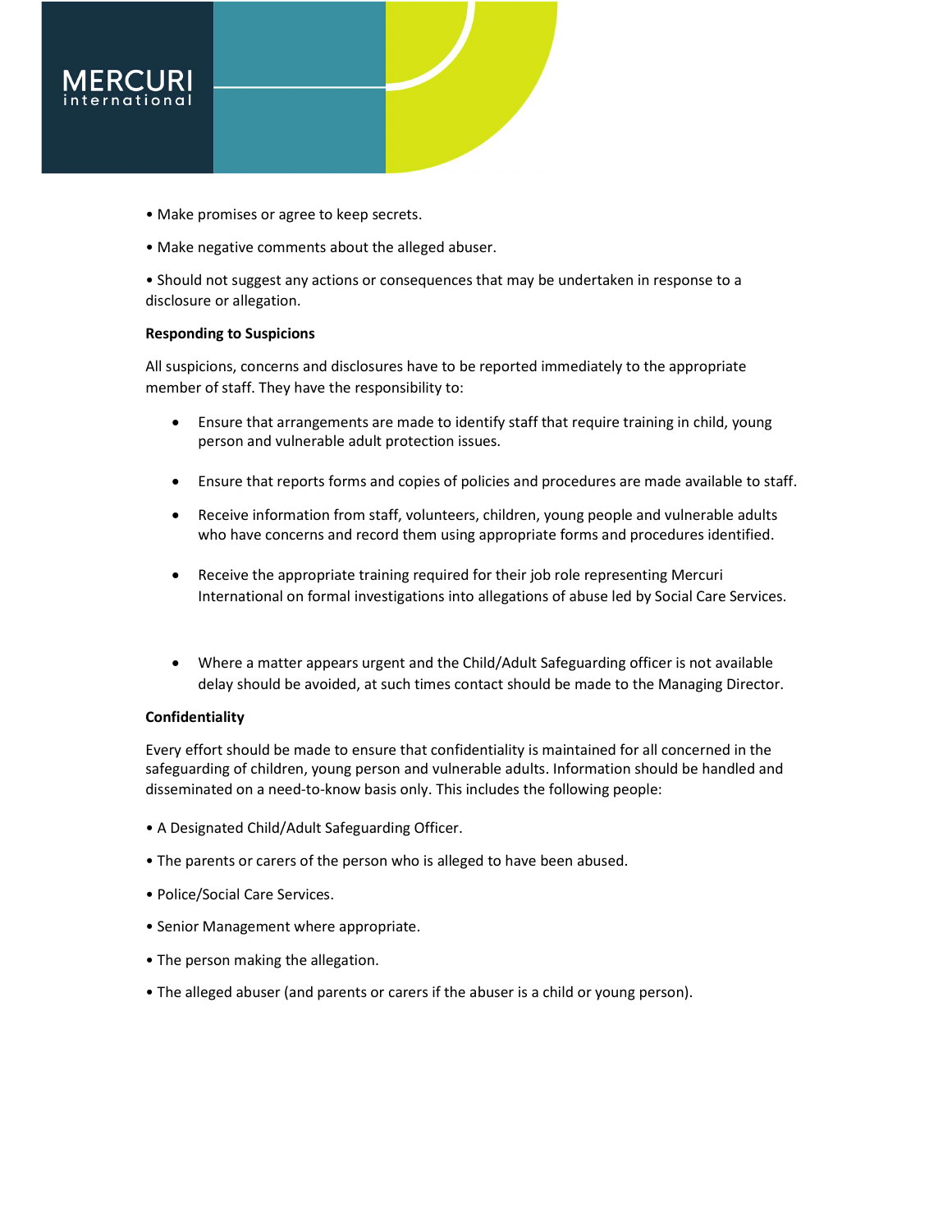- Make promises or agree to keep secrets.
- Make negative comments about the alleged abuser.
- Should not suggest any actions or consequences that may be undertaken in response to a disclosure or allegation.

**Responding to Suspicions**

All suspicions, concerns and disclosures have to be reported immediately to the appropriate member of staff. They have the responsibility to:

- Ensure that arrangements are made to identify staff that require training in child, young person and vulnerable adult protection issues.
- Ensure that reports forms and copies of policies and procedures are made available to staff.
- Receive information from staff, volunteers, children, young people and vulnerable adults who have concerns and record them using appropriate forms and procedures identified.
- Receive the appropriate training required for their job role representing Mercuri International on formal investigations into allegations of abuse led by Social Care Services.
- Where a matter appears urgent and the Child/Adult Safeguarding officer is not available delay should be avoided, at such times contact should be made to the Managing Director.

**Confidentiality**

Every effort should be made to ensure that confidentiality is maintained for all concerned in the safeguarding of children, young person and vulnerable adults. Information should be handled and disseminated on a need-to-know basis only. This includes the following people:

- A Designated Child/Adult Safeguarding Officer.
- The parents or carers of the person who is alleged to have been abused.
- Police/Social Care Services.
- Senior Management where appropriate.
- The person making the allegation.
- The alleged abuser (and parents or carers if the abuser is a child or young person).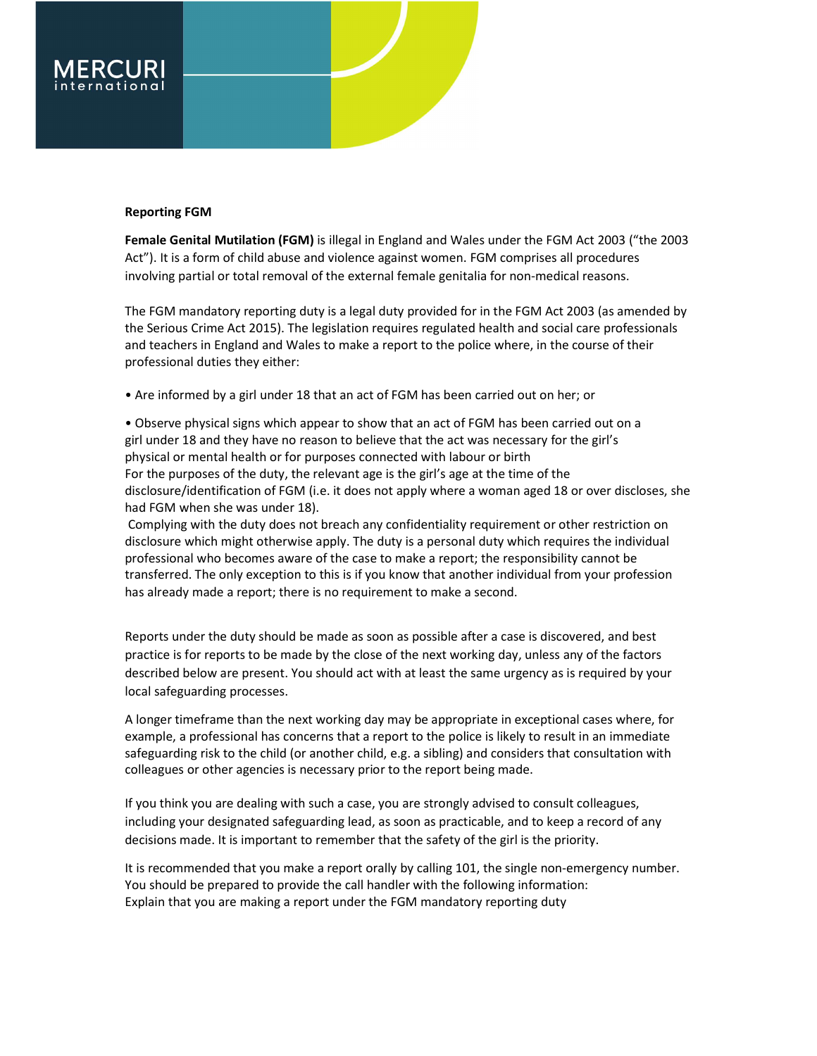**Reporting FGM**

**Female Genital Mutilation (FGM)** is illegal in England and Wales under the FGM Act 2003 ("the 2003 Act"). It is a form of child abuse and violence against women. FGM comprises all procedures involving partial or total removal of the external female genitalia for non-medical reasons.

The FGM mandatory reporting duty is a legal duty provided for in the FGM Act 2003 (as amended by the Serious Crime Act 2015). The legislation requires regulated health and social care professionals and teachers in England and Wales to make a report to the police where, in the course of their professional duties they either:

- Are informed by a girl under 18 that an act of FGM has been carried out on her; or

- Observe physical signs which appear to show that an act of FGM has been carried out on a girl under 18 and they have no reason to believe that the act was necessary for the girl's physical or mental health or for purposes connected with labour or birth

For the purposes of the duty, the relevant age is the girl's age at the time of the disclosure/identification of FGM (i.e. it does not apply where a woman aged 18 or over discloses, she had FGM when she was under 18).

Complying with the duty does not breach any confidentiality requirement or other restriction on disclosure which might otherwise apply. The duty is a personal duty which requires the individual professional who becomes aware of the case to make a report; the responsibility cannot be transferred. The only exception to this is if you know that another individual from your profession has already made a report; there is no requirement to make a second.

Reports under the duty should be made as soon as possible after a case is discovered, and best practice is for reports to be made by the close of the next working day, unless any of the factors described below are present. You should act with at least the same urgency as is required by your local safeguarding processes.

A longer timeframe than the next working day may be appropriate in exceptional cases where, for example, a professional has concerns that a report to the police is likely to result in an immediate safeguarding risk to the child (or another child, e.g. a sibling) and considers that consultation with colleagues or other agencies is necessary prior to the report being made.

If you think you are dealing with such a case, you are strongly advised to consult colleagues, including your designated safeguarding lead, as soon as practicable, and to keep a record of any decisions made. It is important to remember that the safety of the girl is the priority.

It is recommended that you make a report orally by calling 101, the single non-emergency number. You should be prepared to provide the call handler with the following information:
Explain that you are making a report under the FGM mandatory reporting duty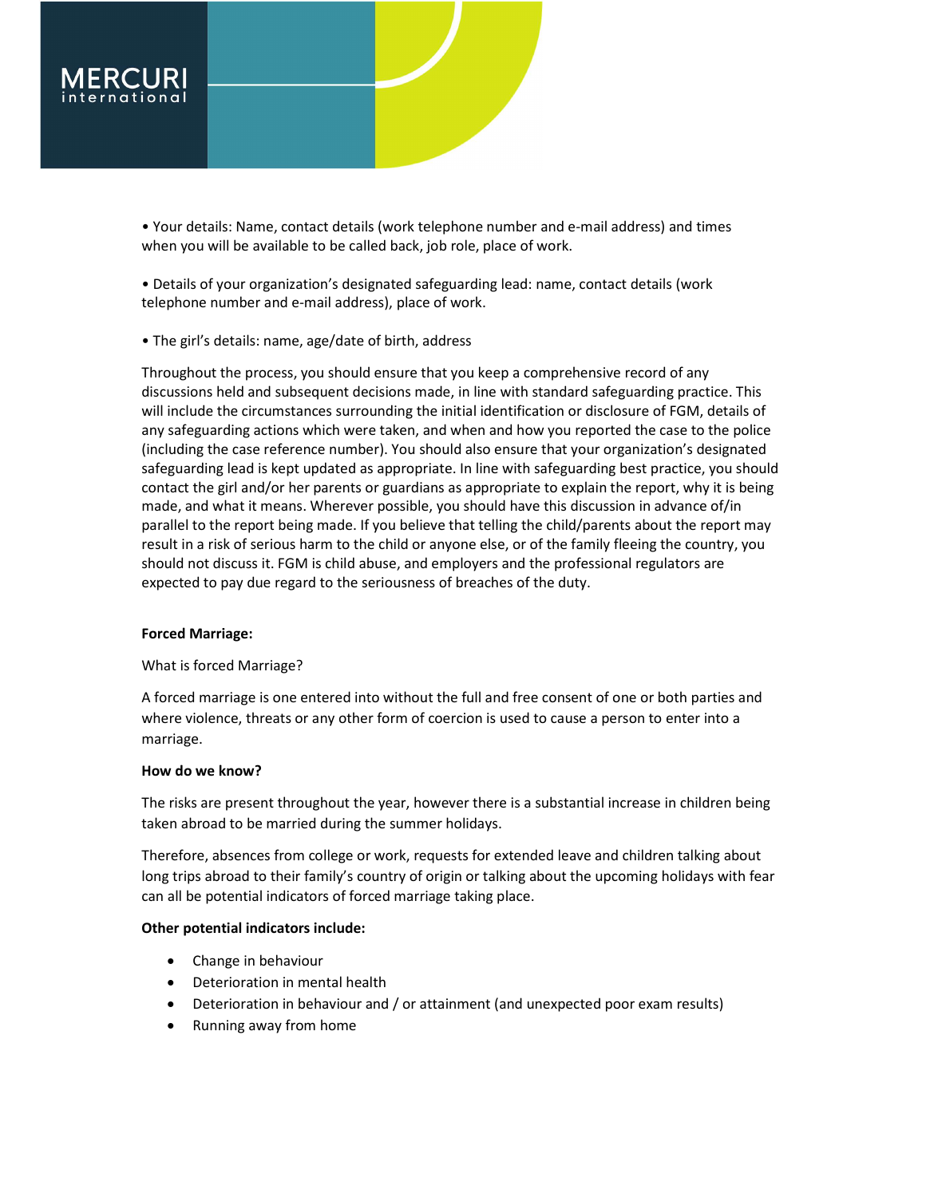• Your details: Name, contact details (work telephone number and e-mail address) and times when you will be available to be called back, job role, place of work.

• Details of your organization's designated safeguarding lead: name, contact details (work telephone number and e-mail address), place of work.

• The girl's details: name, age/date of birth, address

Throughout the process, you should ensure that you keep a comprehensive record of any discussions held and subsequent decisions made, in line with standard safeguarding practice. This will include the circumstances surrounding the initial identification or disclosure of FGM, details of any safeguarding actions which were taken, and when and how you reported the case to the police (including the case reference number). You should also ensure that your organization's designated safeguarding lead is kept updated as appropriate. In line with safeguarding best practice, you should contact the girl and/or her parents or guardians as appropriate to explain the report, why it is being made, and what it means. Wherever possible, you should have this discussion in advance of/in parallel to the report being made. If you believe that telling the child/parents about the report may result in a risk of serious harm to the child or anyone else, or of the family fleeing the country, you should not discuss it. FGM is child abuse, and employers and the professional regulators are expected to pay due regard to the seriousness of breaches of the duty.

**Forced Marriage:**

What is forced Marriage?

A forced marriage is one entered into without the full and free consent of one or both parties and where violence, threats or any other form of coercion is used to cause a person to enter into a marriage.

**How do we know?**

The risks are present throughout the year, however there is a substantial increase in children being taken abroad to be married during the summer holidays.

Therefore, absences from college or work, requests for extended leave and children talking about long trips abroad to their family's country of origin or talking about the upcoming holidays with fear can all be potential indicators of forced marriage taking place.

**Other potential indicators include:**

- Change in behaviour
- Deterioration in mental health
- Deterioration in behaviour and / or attainment (and unexpected poor exam results)
- Running away from home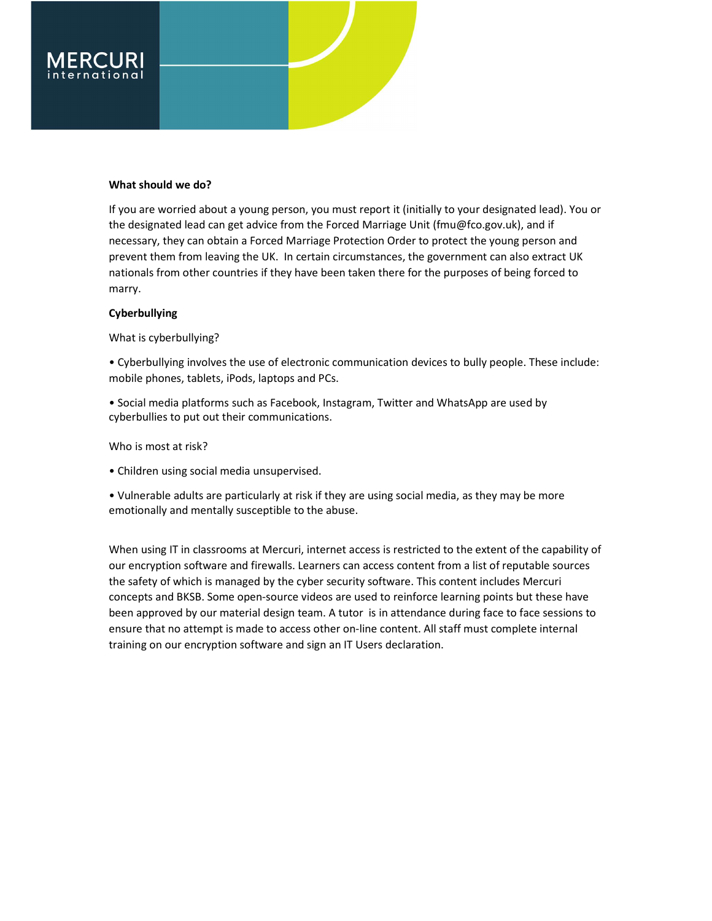**What should we do?**

If you are worried about a young person, you must report it (initially to your designated lead). You or the designated lead can get advice from the Forced Marriage Unit (fmu@fco.gov.uk), and if necessary, they can obtain a Forced Marriage Protection Order to protect the young person and prevent them from leaving the UK. In certain circumstances, the government can also extract UK nationals from other countries if they have been taken there for the purposes of being forced to marry.

**Cyberbullying**

What is cyberbullying?

• Cyberbullying involves the use of electronic communication devices to bully people. These include: mobile phones, tablets, iPods, laptops and PCs.

• Social media platforms such as Facebook, Instagram, Twitter and WhatsApp are used by cyberbullies to put out their communications.

Who is most at risk?

• Children using social media unsupervised.

• Vulnerable adults are particularly at risk if they are using social media, as they may be more emotionally and mentally susceptible to the abuse.

When using IT in classrooms at Mercuri, internet access is restricted to the extent of the capability of our encryption software and firewalls. Learners can access content from a list of reputable sources the safety of which is managed by the cyber security software. This content includes Mercuri concepts and BKSB. Some open-source videos are used to reinforce learning points but these have been approved by our material design team. A tutor is in attendance during face to face sessions to ensure that no attempt is made to access other on-line content. All staff must complete internal training on our encryption software and sign an IT Users declaration.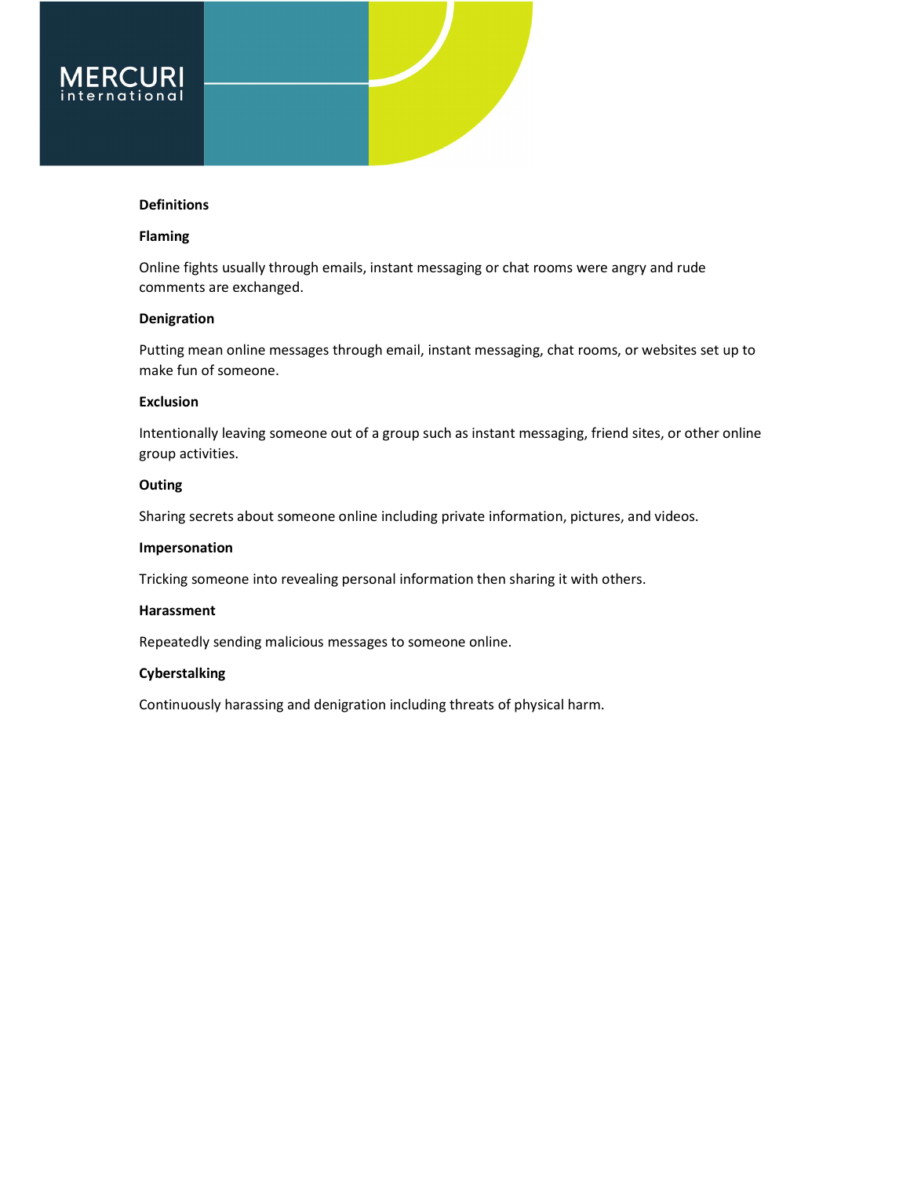## Definitions

### Flaming

Online fights usually through emails, instant messaging or chat rooms were angry and rude comments are exchanged.

### Denigration

Putting mean online messages through email, instant messaging, chat rooms, or websites set up to make fun of someone.

### Exclusion

Intentionally leaving someone out of a group such as instant messaging, friend sites, or other online group activities.

### Outing

Sharing secrets about someone online including private information, pictures, and videos.

### Impersonation

Tricking someone into revealing personal information then sharing it with others.

### Harassment

Repeatedly sending malicious messages to someone online.

### Cyberstalking

Continuously harassing and denigration including threats of physical harm.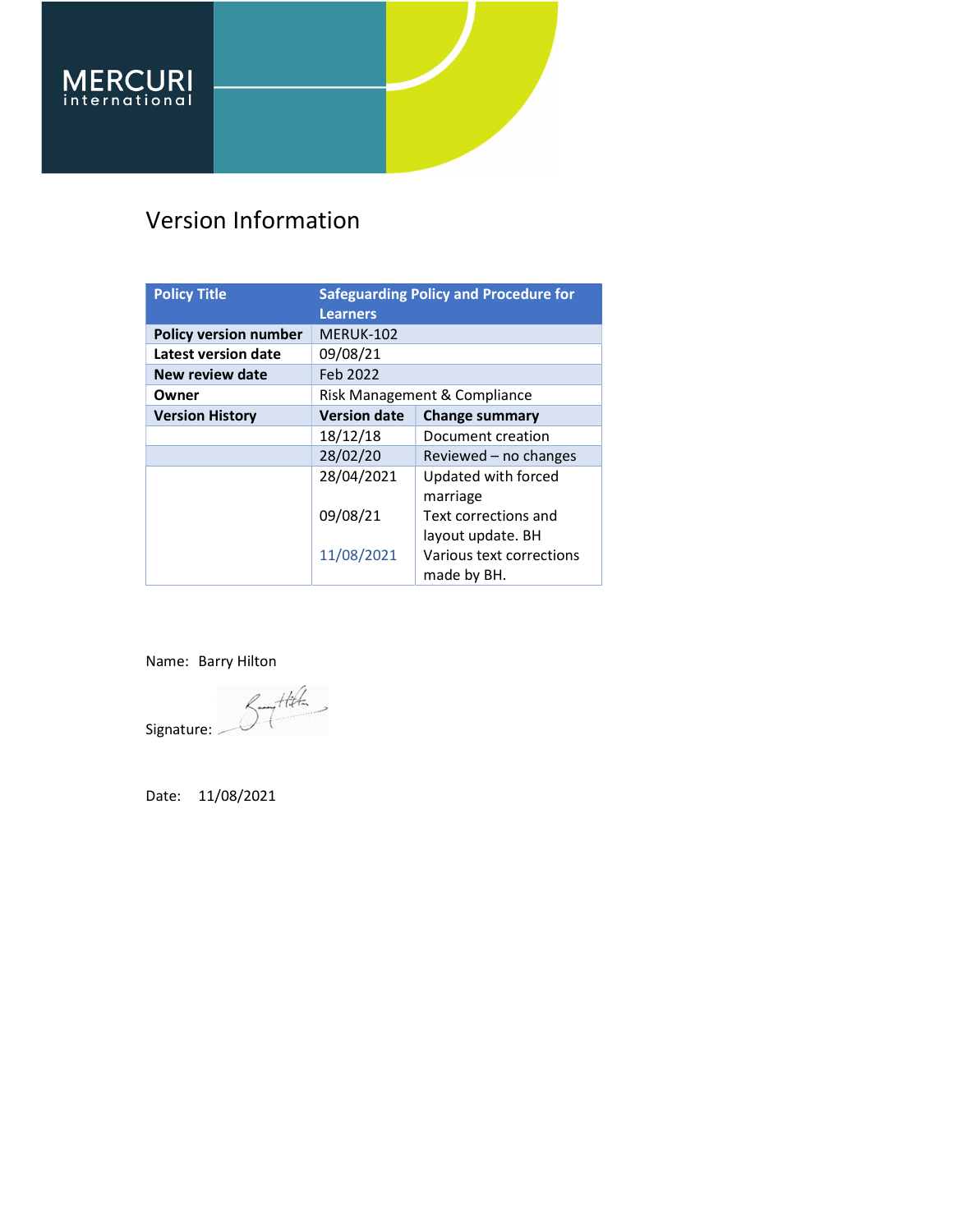## Version Information

| Policy Title | Safeguarding Policy and Procedure for Learners | |
|---|---|---|
| **Policy version number** | MERUK-102 | |
| **Latest version date** | 09/08/21 | |
| **New review date** | Feb 2022 | |
| **Owner** | Risk Management & Compliance | |
| **Version History** | **Version date** | **Change summary** |
| | 18/12/18 | Document creation |
| | 28/02/20 | Reviewed – no changes |
| | 28/04/2021 | Updated with forced marriage |
| | 09/08/21 | Text corrections and layout update. BH |
| | 11/08/2021 | Various text corrections made by BH. |

Name: Barry Hilton

Signature:

Date: 11/08/2021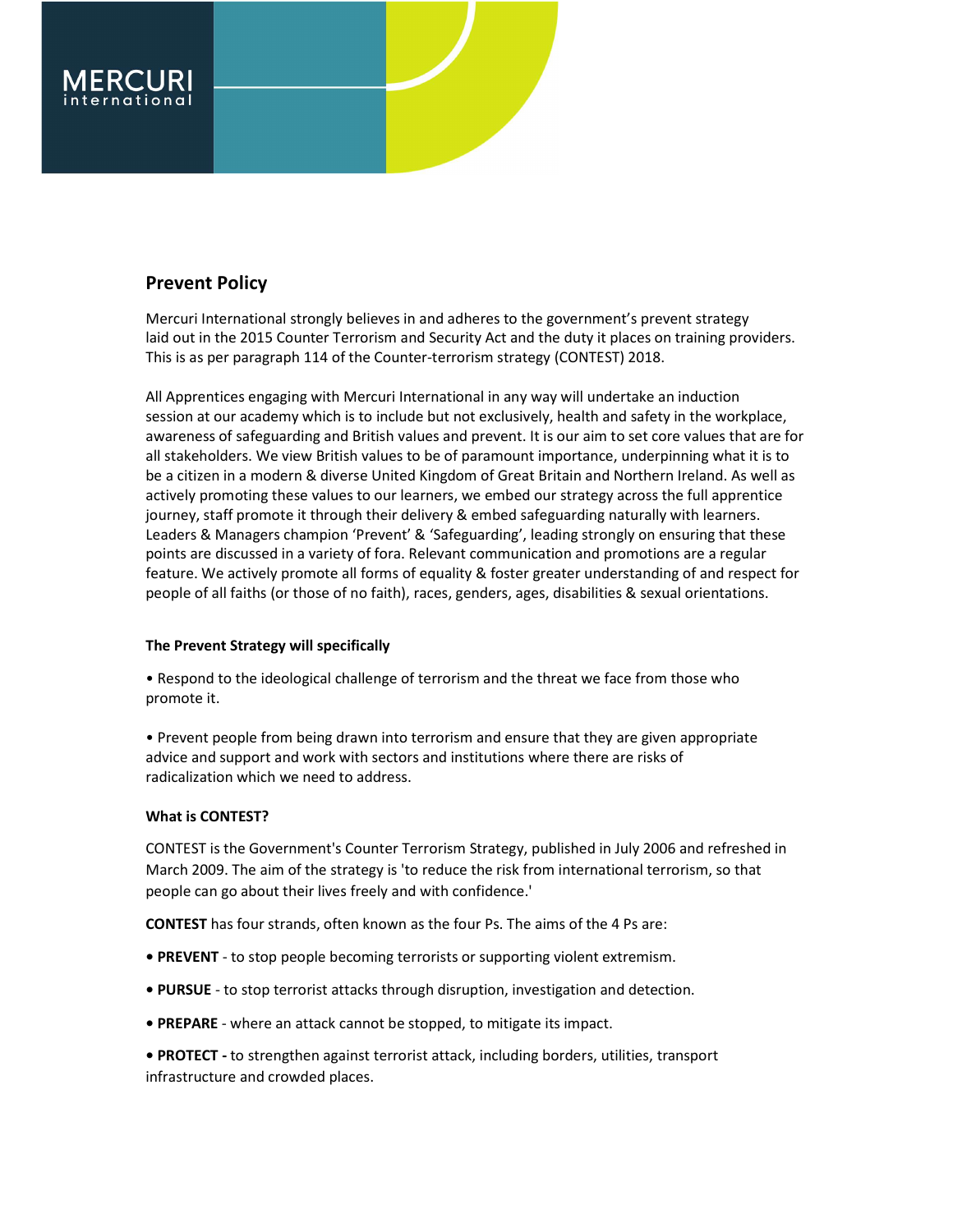## Prevent Policy

Mercuri International strongly believes in and adheres to the government's prevent strategy laid out in the 2015 Counter Terrorism and Security Act and the duty it places on training providers. This is as per paragraph 114 of the Counter-terrorism strategy (CONTEST) 2018.

All Apprentices engaging with Mercuri International in any way will undertake an induction session at our academy which is to include but not exclusively, health and safety in the workplace, awareness of safeguarding and British values and prevent. It is our aim to set core values that are for all stakeholders. We view British values to be of paramount importance, underpinning what it is to be a citizen in a modern & diverse United Kingdom of Great Britain and Northern Ireland. As well as actively promoting these values to our learners, we embed our strategy across the full apprentice journey, staff promote it through their delivery & embed safeguarding naturally with learners. Leaders & Managers champion 'Prevent' & 'Safeguarding', leading strongly on ensuring that these points are discussed in a variety of fora. Relevant communication and promotions are a regular feature. We actively promote all forms of equality & foster greater understanding of and respect for people of all faiths (or those of no faith), races, genders, ages, disabilities & sexual orientations.

**The Prevent Strategy will specifically**

- Respond to the ideological challenge of terrorism and the threat we face from those who promote it.
- Prevent people from being drawn into terrorism and ensure that they are given appropriate advice and support and work with sectors and institutions where there are risks of radicalization which we need to address.

**What is CONTEST?**

CONTEST is the Government's Counter Terrorism Strategy, published in July 2006 and refreshed in March 2009. The aim of the strategy is 'to reduce the risk from international terrorism, so that people can go about their lives freely and with confidence.'

**CONTEST** has four strands, often known as the four Ps. The aims of the 4 Ps are:

- **PREVENT** - to stop people becoming terrorists or supporting violent extremism.
- **PURSUE** - to stop terrorist attacks through disruption, investigation and detection.
- **PREPARE** - where an attack cannot be stopped, to mitigate its impact.
- **PROTECT -** to strengthen against terrorist attack, including borders, utilities, transport infrastructure and crowded places.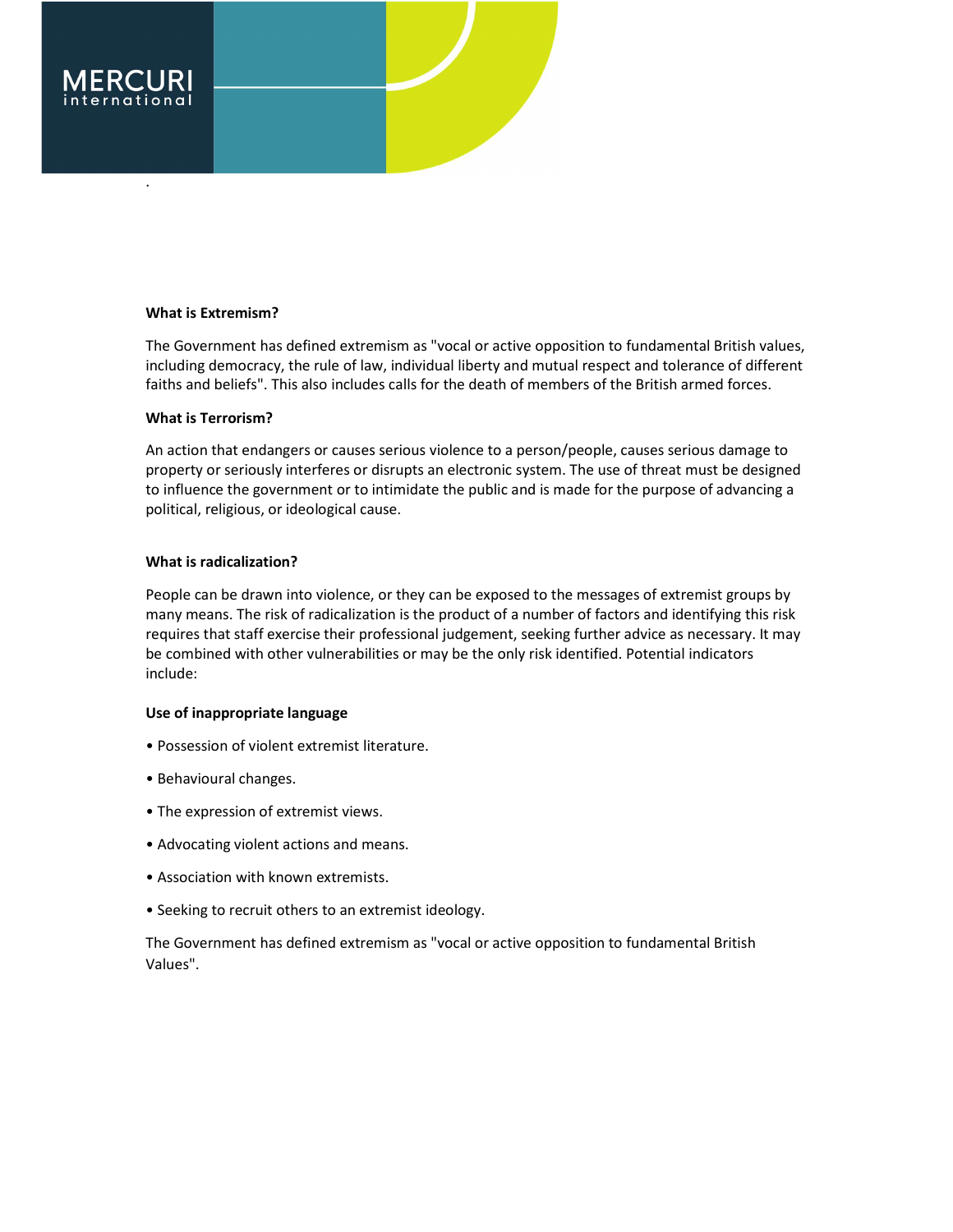**What is Extremism?**

The Government has defined extremism as "vocal or active opposition to fundamental British values, including democracy, the rule of law, individual liberty and mutual respect and tolerance of different faiths and beliefs". This also includes calls for the death of members of the British armed forces.

**What is Terrorism?**

An action that endangers or causes serious violence to a person/people, causes serious damage to property or seriously interferes or disrupts an electronic system. The use of threat must be designed to influence the government or to intimidate the public and is made for the purpose of advancing a political, religious, or ideological cause.

**What is radicalization?**

People can be drawn into violence, or they can be exposed to the messages of extremist groups by many means. The risk of radicalization is the product of a number of factors and identifying this risk requires that staff exercise their professional judgement, seeking further advice as necessary. It may be combined with other vulnerabilities or may be the only risk identified. Potential indicators include:

**Use of inappropriate language**

• Possession of violent extremist literature.

• Behavioural changes.

• The expression of extremist views.

• Advocating violent actions and means.

• Association with known extremists.

• Seeking to recruit others to an extremist ideology.

The Government has defined extremism as "vocal or active opposition to fundamental British Values".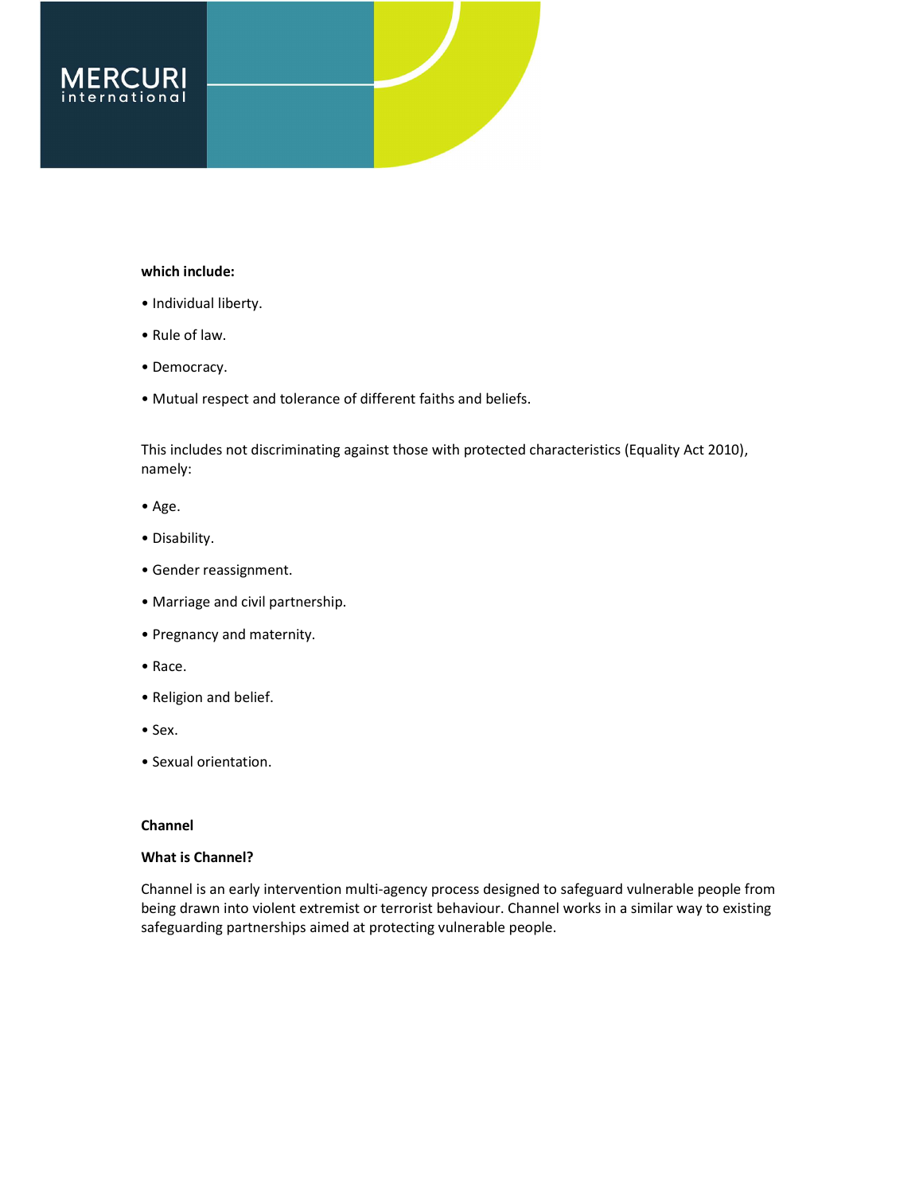**which include:**

• Individual liberty.

• Rule of law.

• Democracy.

• Mutual respect and tolerance of different faiths and beliefs.

This includes not discriminating against those with protected characteristics (Equality Act 2010), namely:

• Age.

• Disability.

• Gender reassignment.

• Marriage and civil partnership.

• Pregnancy and maternity.

• Race.

• Religion and belief.

• Sex.

• Sexual orientation.

**Channel**

**What is Channel?**

Channel is an early intervention multi-agency process designed to safeguard vulnerable people from being drawn into violent extremist or terrorist behaviour. Channel works in a similar way to existing safeguarding partnerships aimed at protecting vulnerable people.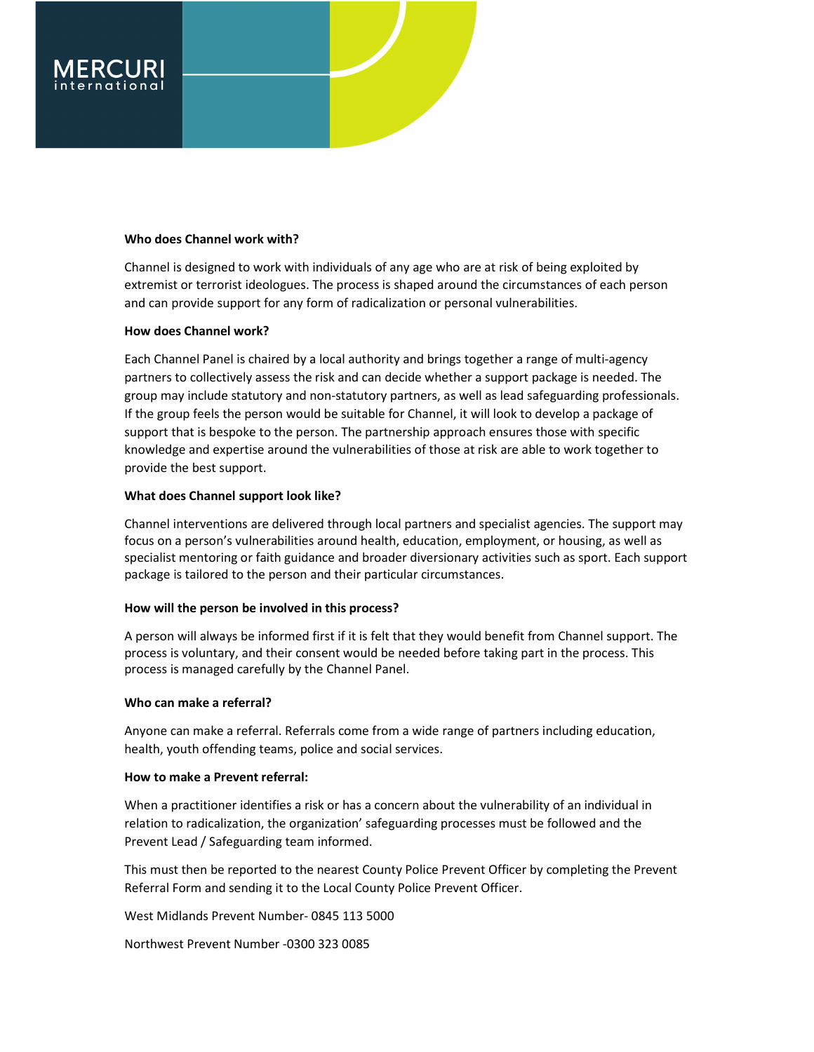**Who does Channel work with?**

Channel is designed to work with individuals of any age who are at risk of being exploited by extremist or terrorist ideologues. The process is shaped around the circumstances of each person and can provide support for any form of radicalization or personal vulnerabilities.

**How does Channel work?**

Each Channel Panel is chaired by a local authority and brings together a range of multi-agency partners to collectively assess the risk and can decide whether a support package is needed. The group may include statutory and non-statutory partners, as well as lead safeguarding professionals. If the group feels the person would be suitable for Channel, it will look to develop a package of support that is bespoke to the person. The partnership approach ensures those with specific knowledge and expertise around the vulnerabilities of those at risk are able to work together to provide the best support.

**What does Channel support look like?**

Channel interventions are delivered through local partners and specialist agencies. The support may focus on a person's vulnerabilities around health, education, employment, or housing, as well as specialist mentoring or faith guidance and broader diversionary activities such as sport. Each support package is tailored to the person and their particular circumstances.

**How will the person be involved in this process?**

A person will always be informed first if it is felt that they would benefit from Channel support. The process is voluntary, and their consent would be needed before taking part in the process. This process is managed carefully by the Channel Panel.

**Who can make a referral?**

Anyone can make a referral. Referrals come from a wide range of partners including education, health, youth offending teams, police and social services.

**How to make a Prevent referral:**

When a practitioner identifies a risk or has a concern about the vulnerability of an individual in relation to radicalization, the organization' safeguarding processes must be followed and the Prevent Lead / Safeguarding team informed.

This must then be reported to the nearest County Police Prevent Officer by completing the Prevent Referral Form and sending it to the Local County Police Prevent Officer.

West Midlands Prevent Number- 0845 113 5000

Northwest Prevent Number -0300 323 0085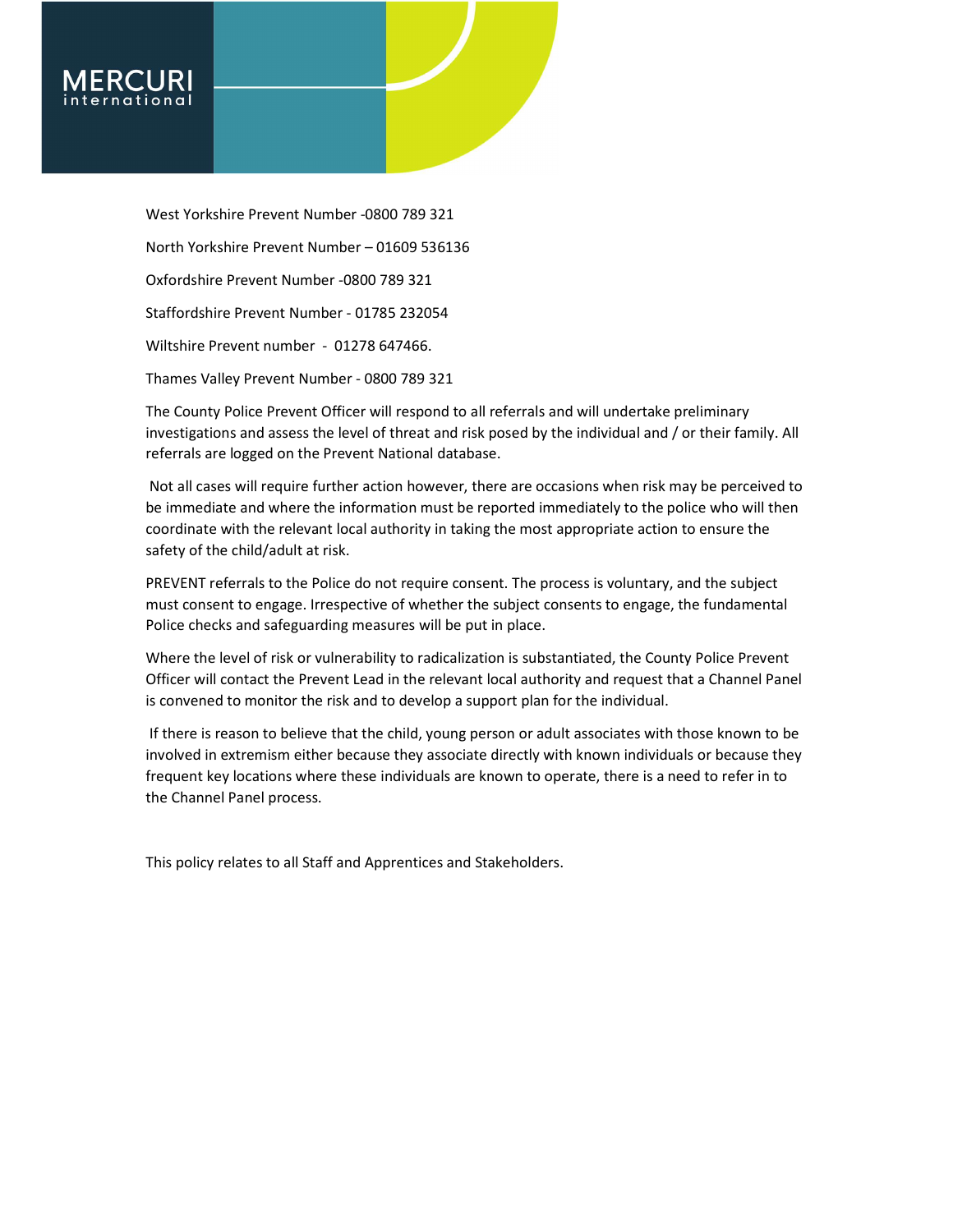West Yorkshire Prevent Number -0800 789 321

North Yorkshire Prevent Number – 01609 536136

Oxfordshire Prevent Number -0800 789 321

Staffordshire Prevent Number - 01785 232054

Wiltshire Prevent number - 01278 647466.

Thames Valley Prevent Number - 0800 789 321

The County Police Prevent Officer will respond to all referrals and will undertake preliminary investigations and assess the level of threat and risk posed by the individual and / or their family. All referrals are logged on the Prevent National database.

Not all cases will require further action however, there are occasions when risk may be perceived to be immediate and where the information must be reported immediately to the police who will then coordinate with the relevant local authority in taking the most appropriate action to ensure the safety of the child/adult at risk.

PREVENT referrals to the Police do not require consent. The process is voluntary, and the subject must consent to engage. Irrespective of whether the subject consents to engage, the fundamental Police checks and safeguarding measures will be put in place.

Where the level of risk or vulnerability to radicalization is substantiated, the County Police Prevent Officer will contact the Prevent Lead in the relevant local authority and request that a Channel Panel is convened to monitor the risk and to develop a support plan for the individual.

If there is reason to believe that the child, young person or adult associates with those known to be involved in extremism either because they associate directly with known individuals or because they frequent key locations where these individuals are known to operate, there is a need to refer in to the Channel Panel process.

This policy relates to all Staff and Apprentices and Stakeholders.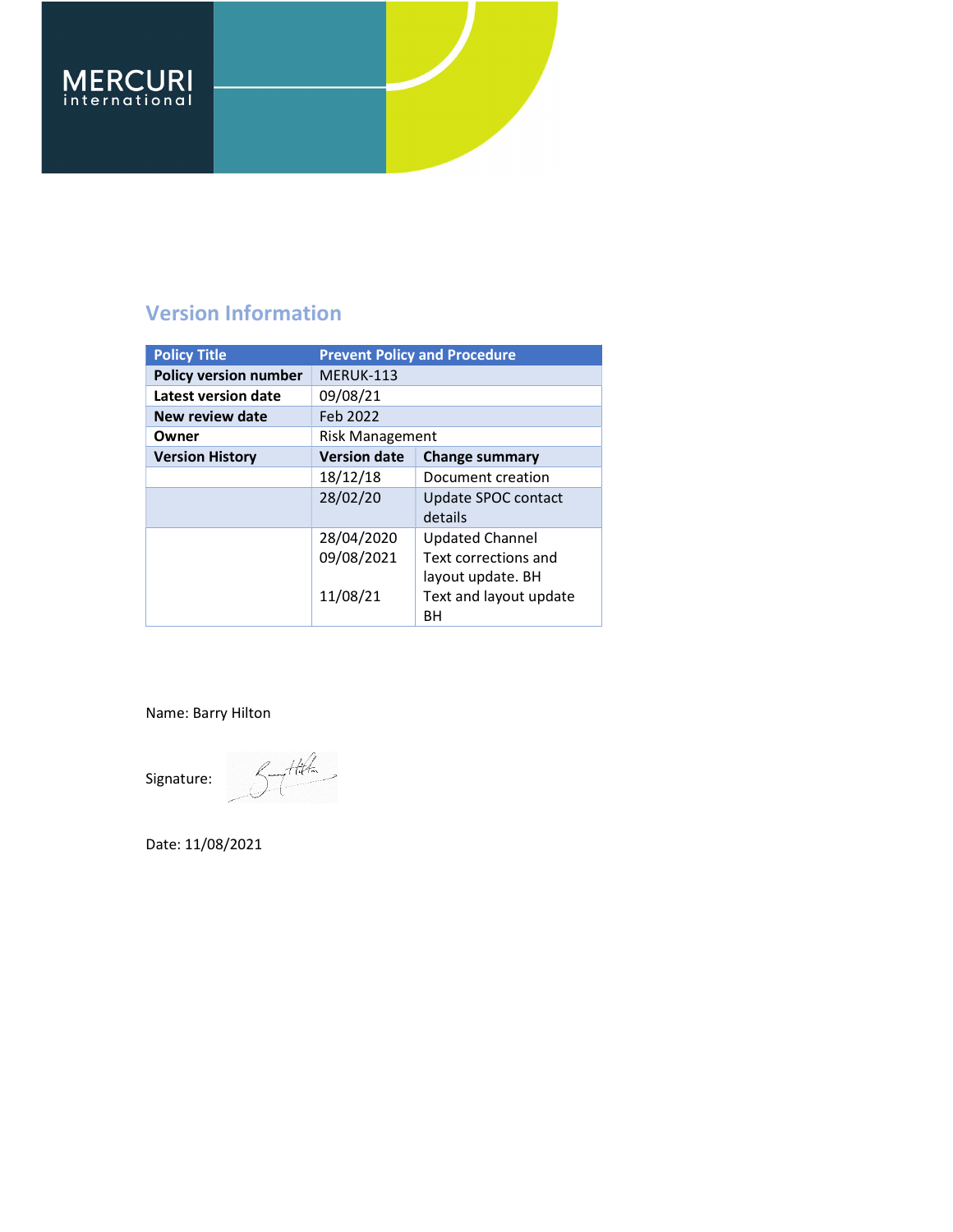## Version Information

| Policy Title | Prevent Policy and Procedure | |
|---|---|---|
| **Policy version number** | MERUK-113 | |
| **Latest version date** | 09/08/21 | |
| **New review date** | Feb 2022 | |
| **Owner** | Risk Management | |
| **Version History** | **Version date** | **Change summary** |
| | 18/12/18 | Document creation |
| | 28/02/20 | Update SPOC contact details |
| | 28/04/2020 | Updated Channel |
| | 09/08/2021 | Text corrections and layout update. BH |
| | 11/08/21 | Text and layout update BH |

Name: Barry Hilton

Signature:

Date: 11/08/2021